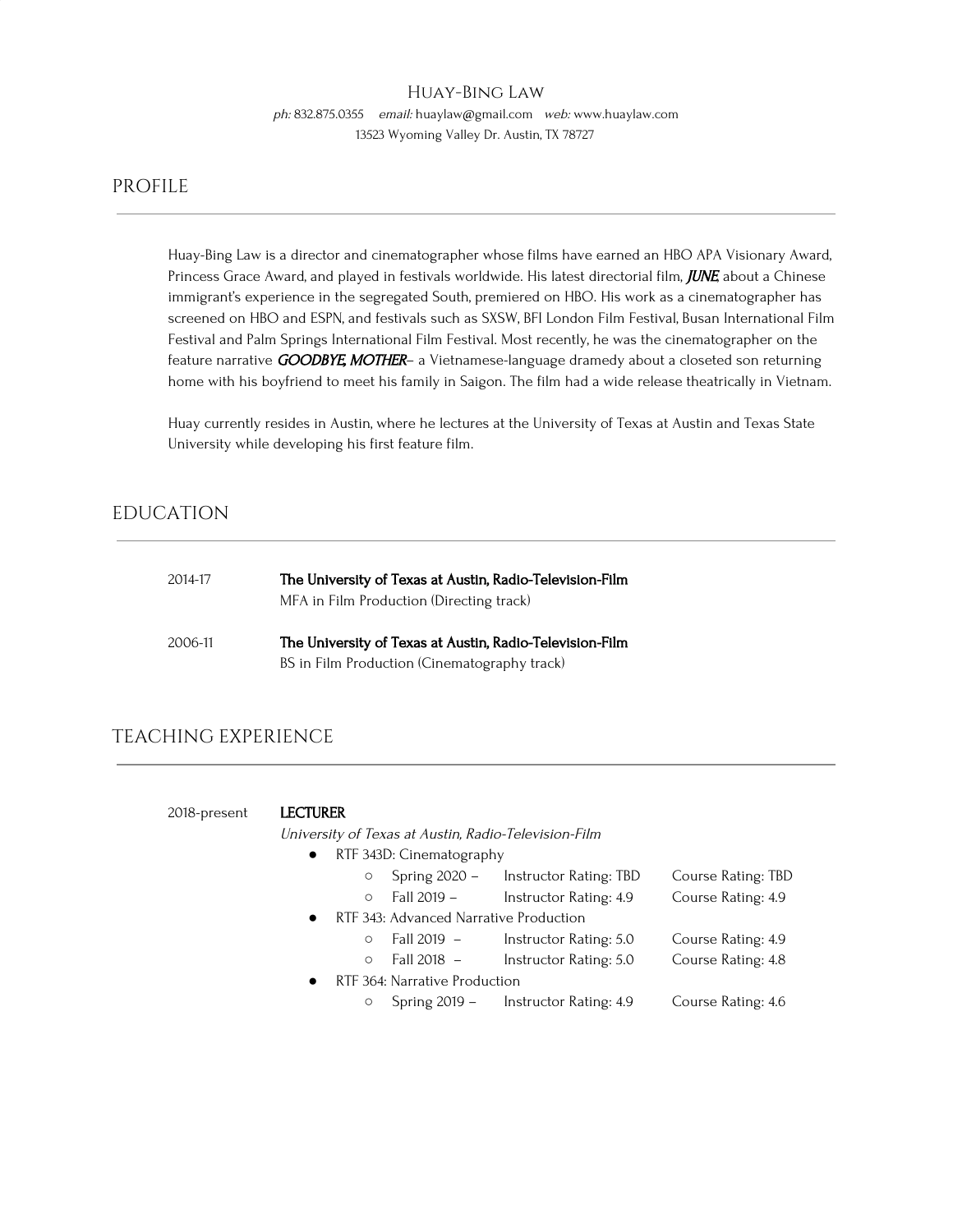# Huay-Bing Law

*ph:* 832.875.0355 *email:* huaylaw@gmail.com *web:* www.huaylaw.com
13523 Wyoming Valley Dr. Austin, TX 78727

## PROFILE

Huay-Bing Law is a director and cinematographer whose films have earned an HBO APA Visionary Award, Princess Grace Award, and played in festivals worldwide. His latest directorial film, ***JUNE***, about a Chinese immigrant's experience in the segregated South, premiered on HBO. His work as a cinematographer has screened on HBO and ESPN, and festivals such as SXSW, BFI London Film Festival, Busan International Film Festival and Palm Springs International Film Festival. Most recently, he was the cinematographer on the feature narrative ***GOODBYE, MOTHER***– a Vietnamese-language dramedy about a closeted son returning home with his boyfriend to meet his family in Saigon. The film had a wide release theatrically in Vietnam.

Huay currently resides in Austin, where he lectures at the University of Texas at Austin and Texas State University while developing his first feature film.

## EDUCATION

2014-17 **The University of Texas at Austin, Radio-Television-Film**
MFA in Film Production (Directing track)

2006-11 **The University of Texas at Austin, Radio-Television-Film**
BS in Film Production (Cinematography track)

## TEACHING EXPERIENCE

2018-present **LECTURER**
*University of Texas at Austin, Radio-Television-Film*

- RTF 343D: Cinematography
  - Spring 2020 – Instructor Rating: TBD Course Rating: TBD
  - Fall 2019 – Instructor Rating: 4.9 Course Rating: 4.9
- RTF 343: Advanced Narrative Production
  - Fall 2019 – Instructor Rating: 5.0 Course Rating: 4.9
  - Fall 2018 – Instructor Rating: 5.0 Course Rating: 4.8
- RTF 364: Narrative Production
  - Spring 2019 – Instructor Rating: 4.9 Course Rating: 4.6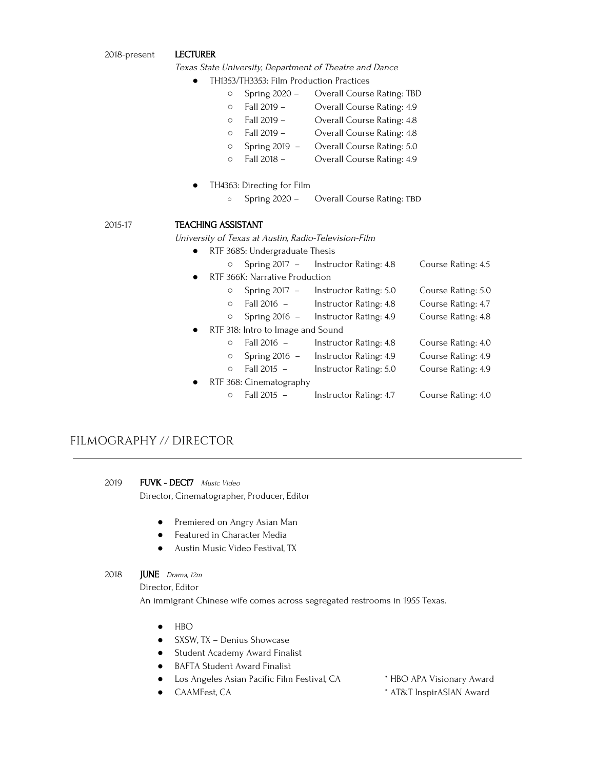2018-present **LECTURER**

*Texas State University, Department of Theatre and Dance*

- TH1353/TH3353: Film Production Practices
  - Spring 2020 – Overall Course Rating: TBD
  - Fall 2019 – Overall Course Rating: 4.9
  - Fall 2019 – Overall Course Rating: 4.8
  - Fall 2019 – Overall Course Rating: 4.8
  - Spring 2019 – Overall Course Rating: 5.0
  - Fall 2018 – Overall Course Rating: 4.9

- TH4363: Directing for Film
  - Spring 2020 – Overall Course Rating: TBD

2015-17 **TEACHING ASSISTANT**

*University of Texas at Austin, Radio-Television-Film*

- RTF 368S: Undergraduate Thesis
  - Spring 2017 – Instructor Rating: 4.8 Course Rating: 4.5
- RTF 366K: Narrative Production
  - Spring 2017 – Instructor Rating: 5.0 Course Rating: 5.0
  - Fall 2016 – Instructor Rating: 4.8 Course Rating: 4.7
  - Spring 2016 – Instructor Rating: 4.9 Course Rating: 4.8
- RTF 318: Intro to Image and Sound
  - Fall 2016 – Instructor Rating: 4.8 Course Rating: 4.0
  - Spring 2016 – Instructor Rating: 4.9 Course Rating: 4.9
  - Fall 2015 – Instructor Rating: 5.0 Course Rating: 4.9
- RTF 368: Cinematography
  - Fall 2015 – Instructor Rating: 4.7 Course Rating: 4.0

## FILMOGRAPHY // DIRECTOR

2019 **FUVK - DEC17** *Music Video*

Director, Cinematographer, Producer, Editor

- Premiered on Angry Asian Man
- Featured in Character Media
- Austin Music Video Festival, TX

2018 **JUNE** *Drama, 12m*

Director, Editor

An immigrant Chinese wife comes across segregated restrooms in 1955 Texas.

- HBO
- SXSW, TX – Denius Showcase
- Student Academy Award Finalist
- BAFTA Student Award Finalist
- Los Angeles Asian Pacific Film Festival, CA * HBO APA Visionary Award
- CAAMFest, CA * AT&T InspirASIAN Award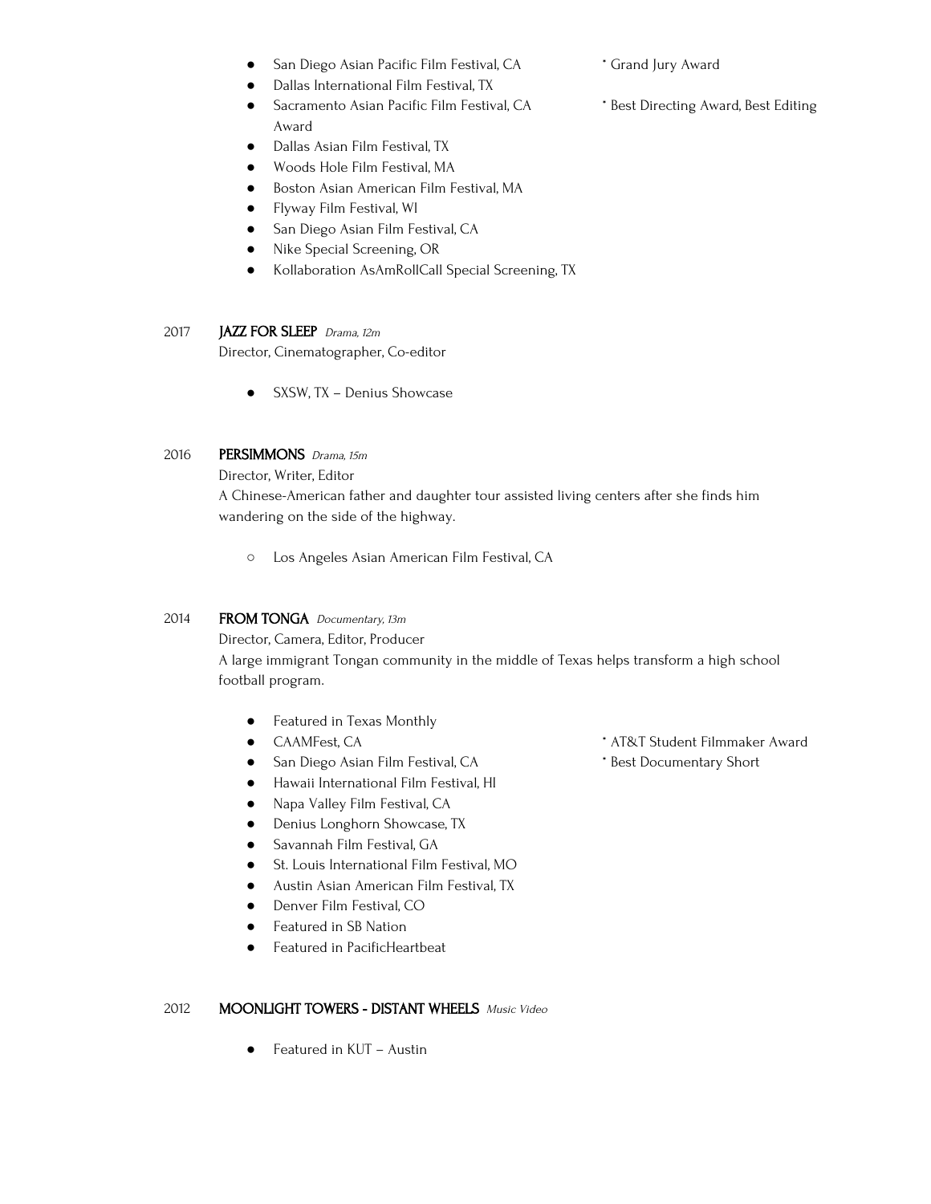- San Diego Asian Pacific Film Festival, CA — * Grand Jury Award
- Dallas International Film Festival, TX
- Sacramento Asian Pacific Film Festival, CA — * Best Directing Award, Best Editing Award
- Dallas Asian Film Festival, TX
- Woods Hole Film Festival, MA
- Boston Asian American Film Festival, MA
- Flyway Film Festival, WI
- San Diego Asian Film Festival, CA
- Nike Special Screening, OR
- Kollaboration AsAmRollCall Special Screening, TX

2017 **JAZZ FOR SLEEP** *Drama, 12m*
Director, Cinematographer, Co-editor

- SXSW, TX – Denius Showcase

2016 **PERSIMMONS** *Drama, 15m*
Director, Writer, Editor
A Chinese-American father and daughter tour assisted living centers after she finds him wandering on the side of the highway.

- Los Angeles Asian American Film Festival, CA

2014 **FROM TONGA** *Documentary, 13m*
Director, Camera, Editor, Producer
A large immigrant Tongan community in the middle of Texas helps transform a high school football program.

- Featured in Texas Monthly
- CAAMFest, CA — * AT&T Student Filmmaker Award
- San Diego Asian Film Festival, CA — * Best Documentary Short
- Hawaii International Film Festival, HI
- Napa Valley Film Festival, CA
- Denius Longhorn Showcase, TX
- Savannah Film Festival, GA
- St. Louis International Film Festival, MO
- Austin Asian American Film Festival, TX
- Denver Film Festival, CO
- Featured in SB Nation
- Featured in PacificHeartbeat

2012 **MOONLIGHT TOWERS - DISTANT WHEELS** *Music Video*

- Featured in KUT – Austin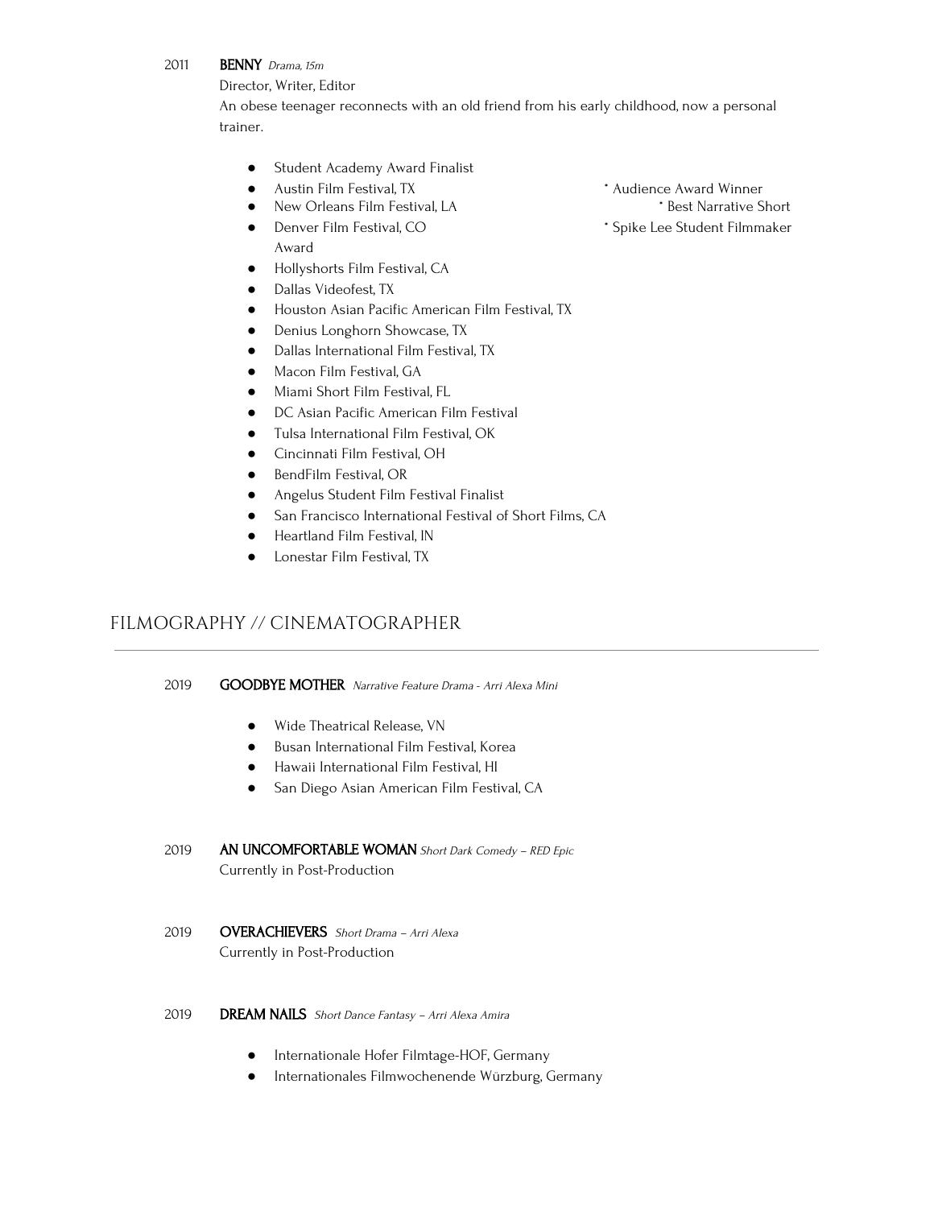2011 **BENNY** *Drama, 15m*

Director, Writer, Editor

An obese teenager reconnects with an old friend from his early childhood, now a personal trainer.

- Student Academy Award Finalist
- Austin Film Festival, TX * Audience Award Winner
- New Orleans Film Festival, LA * Best Narrative Short
- Denver Film Festival, CO * Spike Lee Student Filmmaker Award
- Hollyshorts Film Festival, CA
- Dallas Videofest, TX
- Houston Asian Pacific American Film Festival, TX
- Denius Longhorn Showcase, TX
- Dallas International Film Festival, TX
- Macon Film Festival, GA
- Miami Short Film Festival, FL
- DC Asian Pacific American Film Festival
- Tulsa International Film Festival, OK
- Cincinnati Film Festival, OH
- BendFilm Festival, OR
- Angelus Student Film Festival Finalist
- San Francisco International Festival of Short Films, CA
- Heartland Film Festival, IN
- Lonestar Film Festival, TX

## FILMOGRAPHY // CINEMATOGRAPHER

2019 **GOODBYE MOTHER** *Narrative Feature Drama - Arri Alexa Mini*

- Wide Theatrical Release, VN
- Busan International Film Festival, Korea
- Hawaii International Film Festival, HI
- San Diego Asian American Film Festival, CA

2019 **AN UNCOMFORTABLE WOMAN** *Short Dark Comedy – RED Epic*

Currently in Post-Production

2019 **OVERACHIEVERS** *Short Drama – Arri Alexa*

Currently in Post-Production

2019 **DREAM NAILS** *Short Dance Fantasy – Arri Alexa Amira*

- Internationale Hofer Filmtage-HOF, Germany
- Internationales Filmwochenende Würzburg, Germany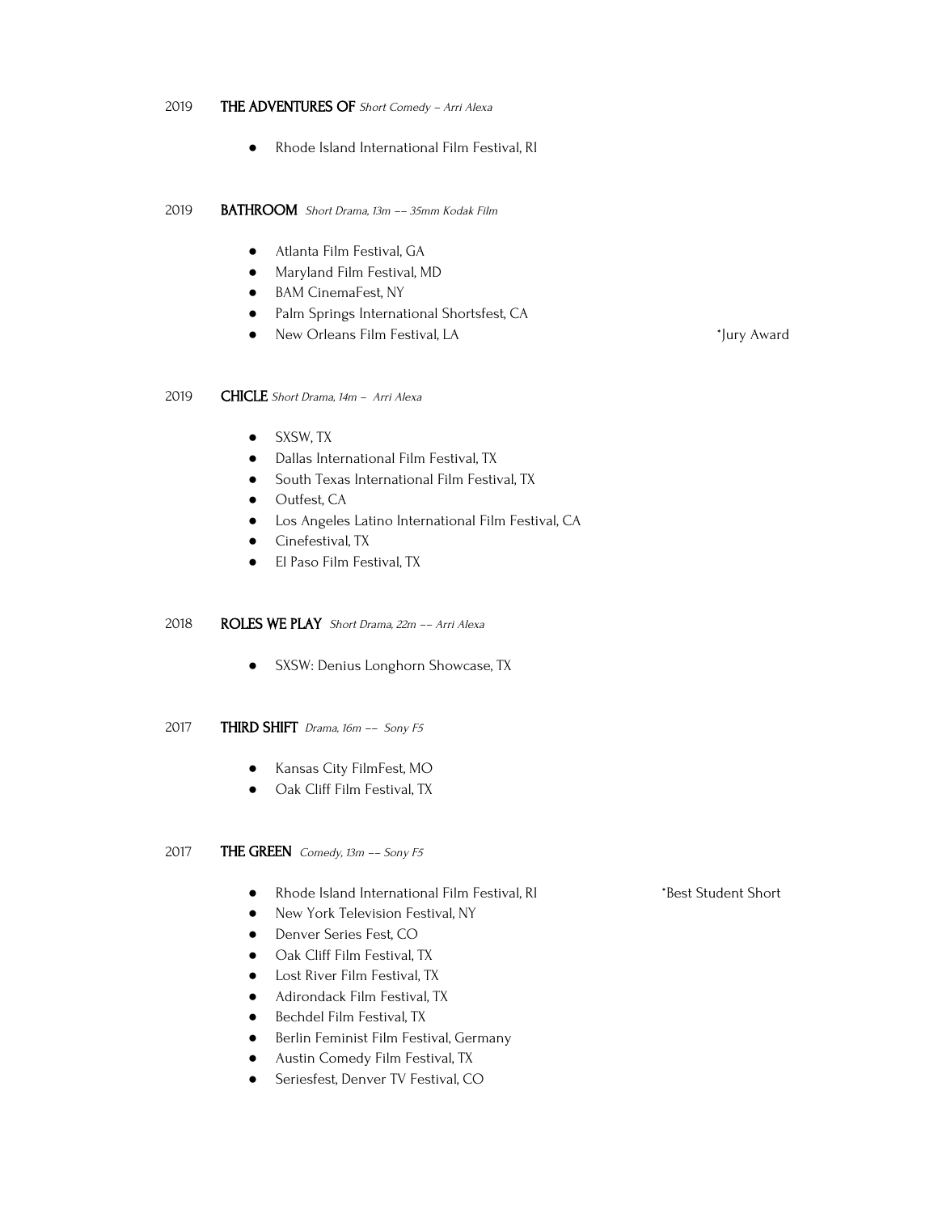2019 **THE ADVENTURES OF** *Short Comedy – Arri Alexa*

- Rhode Island International Film Festival, RI

2019 **BATHROOM** *Short Drama, 13m –– 35mm Kodak Film*

- Atlanta Film Festival, GA
- Maryland Film Festival, MD
- BAM CinemaFest, NY
- Palm Springs International Shortsfest, CA
- New Orleans Film Festival, LA *Jury Award

2019 **CHICLE** *Short Drama, 14m – Arri Alexa*

- SXSW, TX
- Dallas International Film Festival, TX
- South Texas International Film Festival, TX
- Outfest, CA
- Los Angeles Latino International Film Festival, CA
- Cinefestival, TX
- El Paso Film Festival, TX

2018 **ROLES WE PLAY** *Short Drama, 22m –– Arri Alexa*

- SXSW: Denius Longhorn Showcase, TX

2017 **THIRD SHIFT** *Drama, 16m –– Sony F5*

- Kansas City FilmFest, MO
- Oak Cliff Film Festival, TX

2017 **THE GREEN** *Comedy, 13m –– Sony F5*

- Rhode Island International Film Festival, RI *Best Student Short
- New York Television Festival, NY
- Denver Series Fest, CO
- Oak Cliff Film Festival, TX
- Lost River Film Festival, TX
- Adirondack Film Festival, TX
- Bechdel Film Festival, TX
- Berlin Feminist Film Festival, Germany
- Austin Comedy Film Festival, TX
- Seriesfest, Denver TV Festival, CO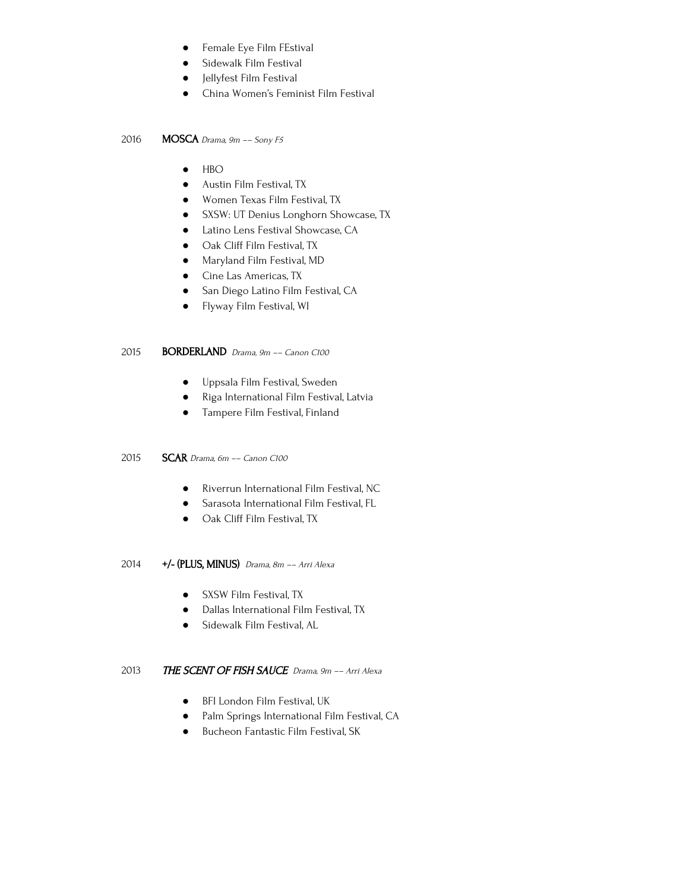- Female Eye Film FEstival
- Sidewalk Film Festival
- Jellyfest Film Festival
- China Women's Feminist Film Festival

2016 **MOSCA** *Drama, 9m -- Sony F5*

- HBO
- Austin Film Festival, TX
- Women Texas Film Festival, TX
- SXSW: UT Denius Longhorn Showcase, TX
- Latino Lens Festival Showcase, CA
- Oak Cliff Film Festival, TX
- Maryland Film Festival, MD
- Cine Las Americas, TX
- San Diego Latino Film Festival, CA
- Flyway Film Festival, WI

2015 **BORDERLAND** *Drama, 9m -- Canon C100*

- Uppsala Film Festival, Sweden
- Riga International Film Festival, Latvia
- Tampere Film Festival, Finland

2015 **SCAR** *Drama, 6m -- Canon C100*

- Riverrun International Film Festival, NC
- Sarasota International Film Festival, FL
- Oak Cliff Film Festival, TX

2014 **+/- (PLUS, MINUS)** *Drama, 8m -- Arri Alexa*

- SXSW Film Festival, TX
- Dallas International Film Festival, TX
- Sidewalk Film Festival, AL

2013 ***THE SCENT OF FISH SAUCE*** *Drama, 9m -- Arri Alexa*

- BFI London Film Festival, UK
- Palm Springs International Film Festival, CA
- Bucheon Fantastic Film Festival, SK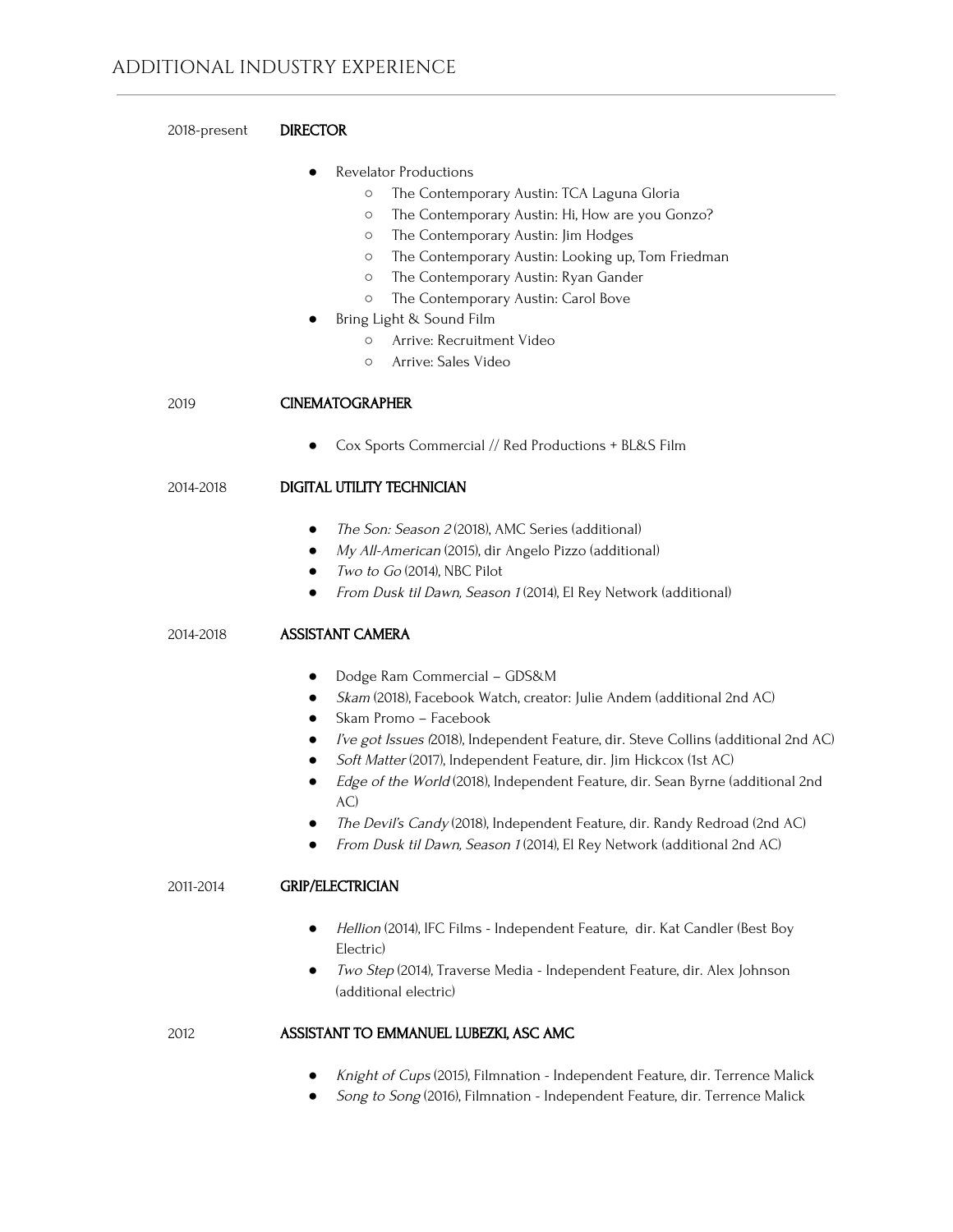## ADDITIONAL INDUSTRY EXPERIENCE

---

2018-present **DIRECTOR**

- Revelator Productions
  - The Contemporary Austin: TCA Laguna Gloria
  - The Contemporary Austin: Hi, How are you Gonzo?
  - The Contemporary Austin: Jim Hodges
  - The Contemporary Austin: Looking up, Tom Friedman
  - The Contemporary Austin: Ryan Gander
  - The Contemporary Austin: Carol Bove
- Bring Light & Sound Film
  - Arrive: Recruitment Video
  - Arrive: Sales Video

2019 **CINEMATOGRAPHER**

- Cox Sports Commercial // Red Productions + BL&S Film

2014-2018 **DIGITAL UTILITY TECHNICIAN**

- *The Son: Season 2* (2018), AMC Series (additional)
- *My All-American* (2015), dir Angelo Pizzo (additional)
- *Two to Go* (2014), NBC Pilot
- *From Dusk til Dawn, Season 1* (2014), El Rey Network (additional)

2014-2018 **ASSISTANT CAMERA**

- Dodge Ram Commercial – GDS&M
- *Skam* (2018), Facebook Watch, creator: Julie Andem (additional 2nd AC)
- Skam Promo – Facebook
- *I've got Issues (*2018), Independent Feature, dir. Steve Collins (additional 2nd AC)
- *Soft Matter* (2017), Independent Feature, dir. Jim Hickcox (1st AC)
- *Edge of the World* (2018), Independent Feature, dir. Sean Byrne (additional 2nd AC)
- *The Devil's Candy* (2018), Independent Feature, dir. Randy Redroad (2nd AC)
- *From Dusk til Dawn, Season 1* (2014), El Rey Network (additional 2nd AC)

2011-2014 **GRIP/ELECTRICIAN**

- *Hellion* (2014), IFC Films - Independent Feature, dir. Kat Candler (Best Boy Electric)
- *Two Step* (2014), Traverse Media - Independent Feature, dir. Alex Johnson (additional electric)

2012 **ASSISTANT TO EMMANUEL LUBEZKI, ASC AMC**

- *Knight of Cups* (2015), Filmnation - Independent Feature, dir. Terrence Malick
- *Song to Song* (2016), Filmnation - Independent Feature, dir. Terrence Malick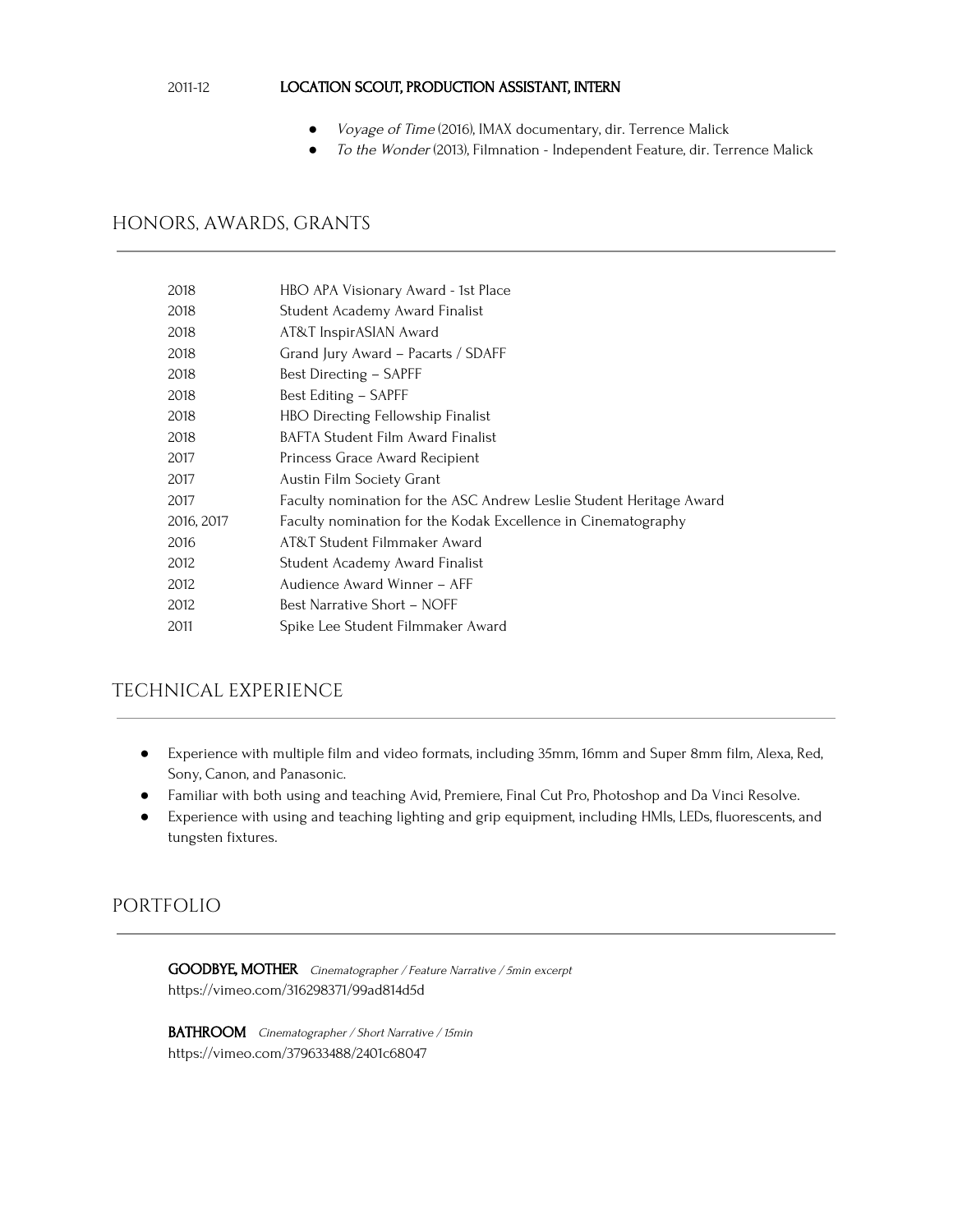2011-12 **LOCATION SCOUT, PRODUCTION ASSISTANT, INTERN**

- *Voyage of Time* (2016), IMAX documentary, dir. Terrence Malick
- *To the Wonder* (2013), Filmnation - Independent Feature, dir. Terrence Malick

## HONORS, AWARDS, GRANTS

| | |
|---|---|
| 2018 | HBO APA Visionary Award - 1st Place |
| 2018 | Student Academy Award Finalist |
| 2018 | AT&T InspirASIAN Award |
| 2018 | Grand Jury Award – Pacarts / SDAFF |
| 2018 | Best Directing – SAPFF |
| 2018 | Best Editing – SAPFF |
| 2018 | HBO Directing Fellowship Finalist |
| 2018 | BAFTA Student Film Award Finalist |
| 2017 | Princess Grace Award Recipient |
| 2017 | Austin Film Society Grant |
| 2017 | Faculty nomination for the ASC Andrew Leslie Student Heritage Award |
| 2016, 2017 | Faculty nomination for the Kodak Excellence in Cinematography |
| 2016 | AT&T Student Filmmaker Award |
| 2012 | Student Academy Award Finalist |
| 2012 | Audience Award Winner – AFF |
| 2012 | Best Narrative Short – NOFF |
| 2011 | Spike Lee Student Filmmaker Award |

## TECHNICAL EXPERIENCE

- Experience with multiple film and video formats, including 35mm, 16mm and Super 8mm film, Alexa, Red, Sony, Canon, and Panasonic.
- Familiar with both using and teaching Avid, Premiere, Final Cut Pro, Photoshop and Da Vinci Resolve.
- Experience with using and teaching lighting and grip equipment, including HMIs, LEDs, fluorescents, and tungsten fixtures.

## PORTFOLIO

**GOODBYE, MOTHER** *Cinematographer / Feature Narrative / 5min excerpt*
https://vimeo.com/316298371/99ad814d5d

**BATHROOM** *Cinematographer / Short Narrative / 15min*
https://vimeo.com/379633488/2401c68047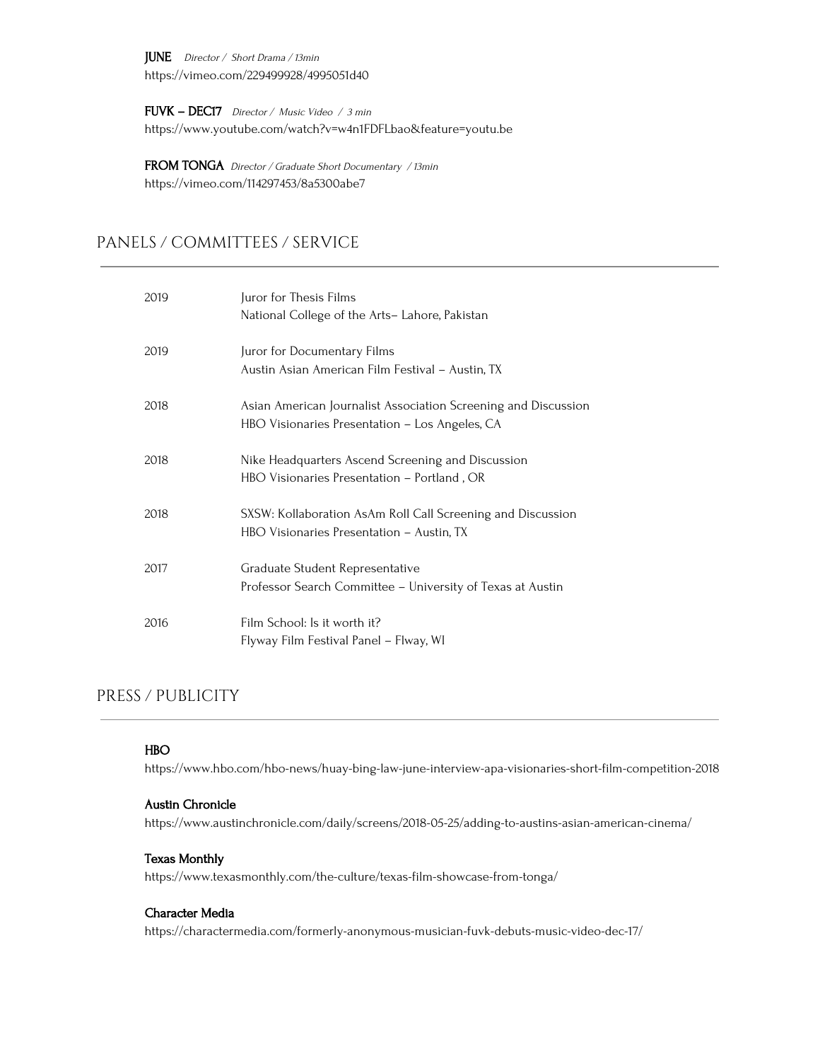**JUNE** *Director / Short Drama / 13min*
https://vimeo.com/229499928/4995051d40

**FUVK – DEC17** *Director / Music Video / 3 min*
https://www.youtube.com/watch?v=w4n1FDFLbao&feature=youtu.be

**FROM TONGA** *Director / Graduate Short Documentary / 13min*
https://vimeo.com/114297453/8a5300abe7

## PANELS / COMMITTEES / SERVICE

| | |
|---|---|
| 2019 | Juror for Thesis Films<br>National College of the Arts– Lahore, Pakistan |
| 2019 | Juror for Documentary Films<br>Austin Asian American Film Festival – Austin, TX |
| 2018 | Asian American Journalist Association Screening and Discussion<br>HBO Visionaries Presentation – Los Angeles, CA |
| 2018 | Nike Headquarters Ascend Screening and Discussion<br>HBO Visionaries Presentation – Portland , OR |
| 2018 | SXSW: Kollaboration AsAm Roll Call Screening and Discussion<br>HBO Visionaries Presentation – Austin, TX |
| 2017 | Graduate Student Representative<br>Professor Search Committee – University of Texas at Austin |
| 2016 | Film School: Is it worth it?<br>Flyway Film Festival Panel – Flway, WI |

## PRESS / PUBLICITY

**HBO**
https://www.hbo.com/hbo-news/huay-bing-law-june-interview-apa-visionaries-short-film-competition-2018

**Austin Chronicle**
https://www.austinchronicle.com/daily/screens/2018-05-25/adding-to-austins-asian-american-cinema/

**Texas Monthly**
https://www.texasmonthly.com/the-culture/texas-film-showcase-from-tonga/

**Character Media**
https://charactermedia.com/formerly-anonymous-musician-fuvk-debuts-music-video-dec-17/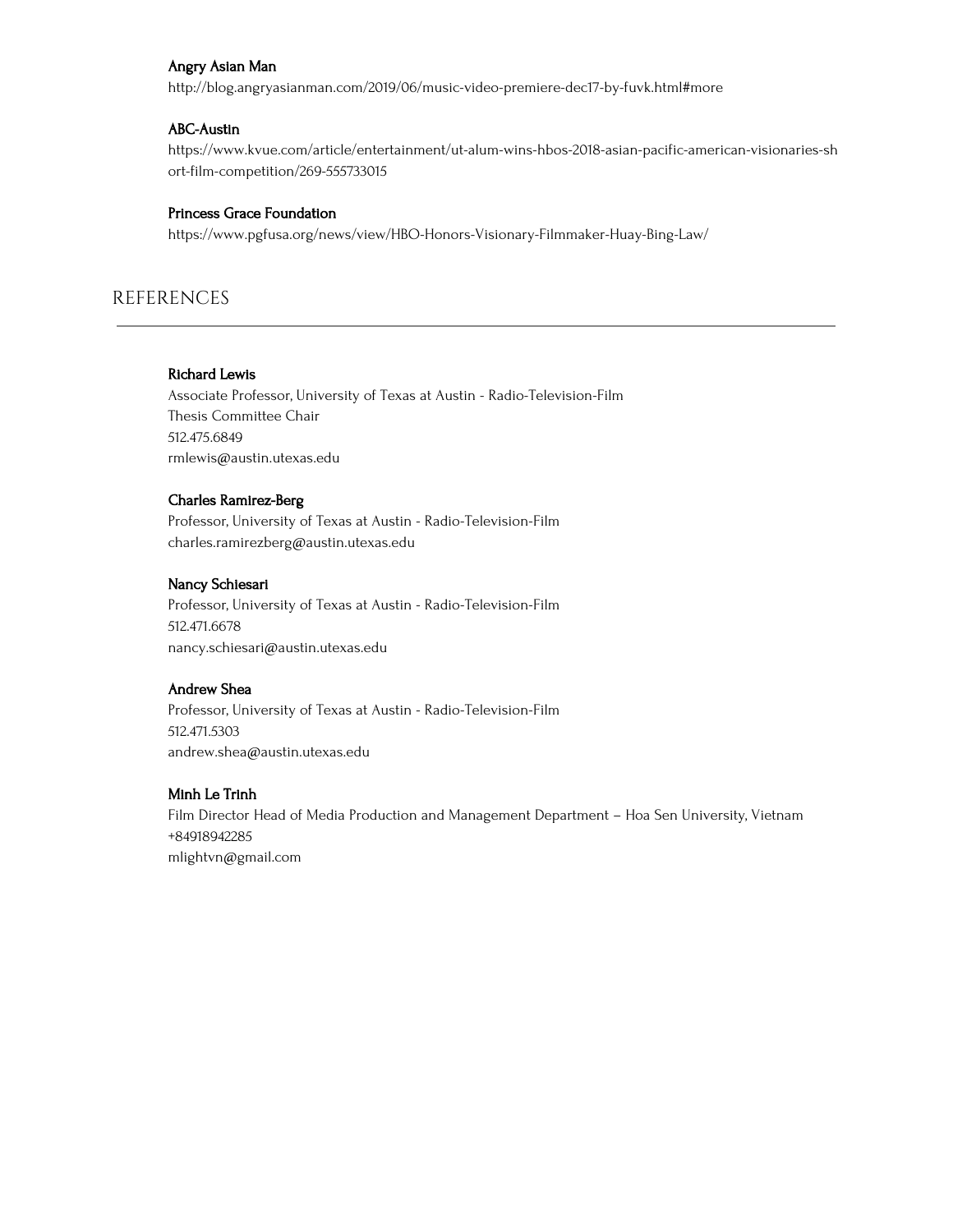**Angry Asian Man**

http://blog.angryasianman.com/2019/06/music-video-premiere-dec17-by-fuvk.html#more

**ABC-Austin**

https://www.kvue.com/article/entertainment/ut-alum-wins-hbos-2018-asian-pacific-american-visionaries-short-film-competition/269-555733015

**Princess Grace Foundation**

https://www.pgfusa.org/news/view/HBO-Honors-Visionary-Filmmaker-Huay-Bing-Law/

## REFERENCES

**Richard Lewis**
Associate Professor, University of Texas at Austin - Radio-Television-Film
Thesis Committee Chair
512.475.6849
rmlewis@austin.utexas.edu

**Charles Ramirez-Berg**
Professor, University of Texas at Austin - Radio-Television-Film
charles.ramirezberg@austin.utexas.edu

**Nancy Schiesari**
Professor, University of Texas at Austin - Radio-Television-Film
512.471.6678
nancy.schiesari@austin.utexas.edu

**Andrew Shea**
Professor, University of Texas at Austin - Radio-Television-Film
512.471.5303
andrew.shea@austin.utexas.edu

**Minh Le Trinh**
Film Director Head of Media Production and Management Department – Hoa Sen University, Vietnam
+84918942285
mlightvn@gmail.com